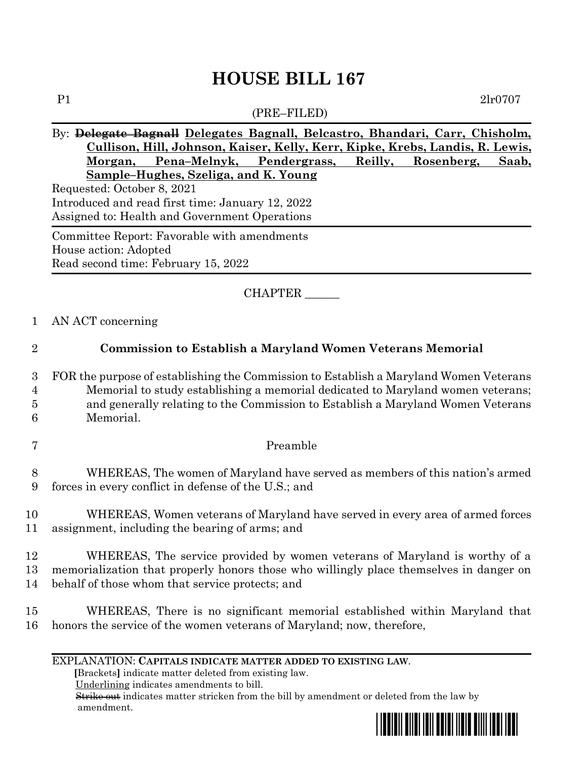# HOUSE BILL 167

P1 2lr0707

(PRE–FILED)

By: ~~Delegate Bagnall~~ Delegates Bagnall, Belcastro, Bhandari, Carr, Chisholm, Cullison, Hill, Johnson, Kaiser, Kelly, Kerr, Kipke, Krebs, Landis, R. Lewis, Morgan, Pena–Melnyk, Pendergrass, Reilly, Rosenberg, Saab, Sample–Hughes, Szeliga, and K. Young

Requested: October 8, 2021
Introduced and read first time: January 12, 2022
Assigned to: Health and Government Operations

Committee Report: Favorable with amendments
House action: Adopted
Read second time: February 15, 2022

CHAPTER ______

1 AN ACT concerning

2 **Commission to Establish a Maryland Women Veterans Memorial**

3 FOR the purpose of establishing the Commission to Establish a Maryland Women Veterans
4 Memorial to study establishing a memorial dedicated to Maryland women veterans;
5 and generally relating to the Commission to Establish a Maryland Women Veterans
6 Memorial.

7 Preamble

8 WHEREAS, The women of Maryland have served as members of this nation's armed
9 forces in every conflict in defense of the U.S.; and

10 WHEREAS, Women veterans of Maryland have served in every area of armed forces
11 assignment, including the bearing of arms; and

12 WHEREAS, The service provided by women veterans of Maryland is worthy of a
13 memorialization that properly honors those who willingly place themselves in danger on
14 behalf of those whom that service protects; and

15 WHEREAS, There is no significant memorial established within Maryland that
16 honors the service of the women veterans of Maryland; now, therefore,

EXPLANATION: **CAPITALS INDICATE MATTER ADDED TO EXISTING LAW.**
[Brackets] indicate matter deleted from existing law.
Underlining indicates amendments to bill.
~~Strike out~~ indicates matter stricken from the bill by amendment or deleted from the law by amendment.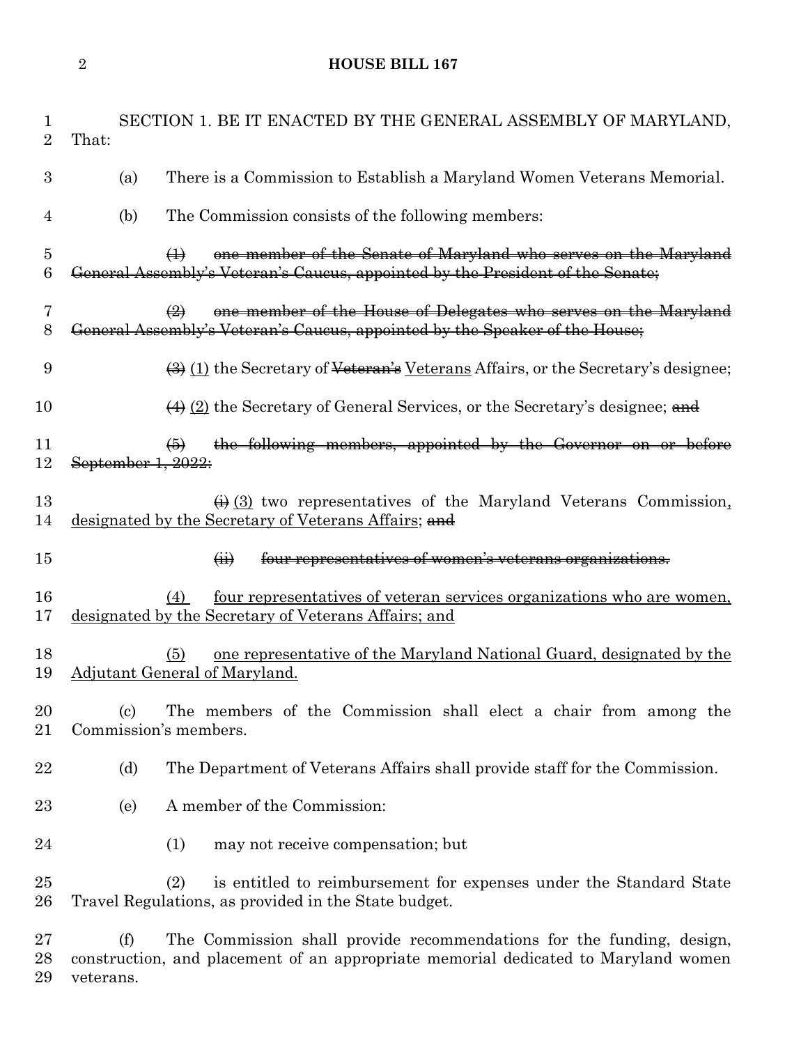SECTION 1. BE IT ENACTED BY THE GENERAL ASSEMBLY OF MARYLAND, That:

(a) There is a Commission to Establish a Maryland Women Veterans Memorial.

(b) The Commission consists of the following members:

~~(1) one member of the Senate of Maryland who serves on the Maryland General Assembly's Veteran's Caucus, appointed by the President of the Senate;~~

~~(2) one member of the House of Delegates who serves on the Maryland General Assembly's Veteran's Caucus, appointed by the Speaker of the House;~~

~~(3)~~ <u>(1)</u> the Secretary of ~~Veteran's~~ <u>Veterans</u> Affairs, or the Secretary's designee;

~~(4)~~ <u>(2)</u> the Secretary of General Services, or the Secretary's designee; ~~and~~

~~(5) the following members, appointed by the Governor on or before September 1, 2022:~~

~~(i)~~ <u>(3)</u> two representatives of the Maryland Veterans Commission<u>, designated by the Secretary of Veterans Affairs</u>; ~~and~~

~~(ii) four representatives of women's veterans organizations.~~

<u>(4) four representatives of veteran services organizations who are women, designated by the Secretary of Veterans Affairs; and</u>

<u>(5) one representative of the Maryland National Guard, designated by the Adjutant General of Maryland.</u>

(c) The members of the Commission shall elect a chair from among the Commission's members.

(d) The Department of Veterans Affairs shall provide staff for the Commission.

(e) A member of the Commission:

(1) may not receive compensation; but

(2) is entitled to reimbursement for expenses under the Standard State Travel Regulations, as provided in the State budget.

(f) The Commission shall provide recommendations for the funding, design, construction, and placement of an appropriate memorial dedicated to Maryland women veterans.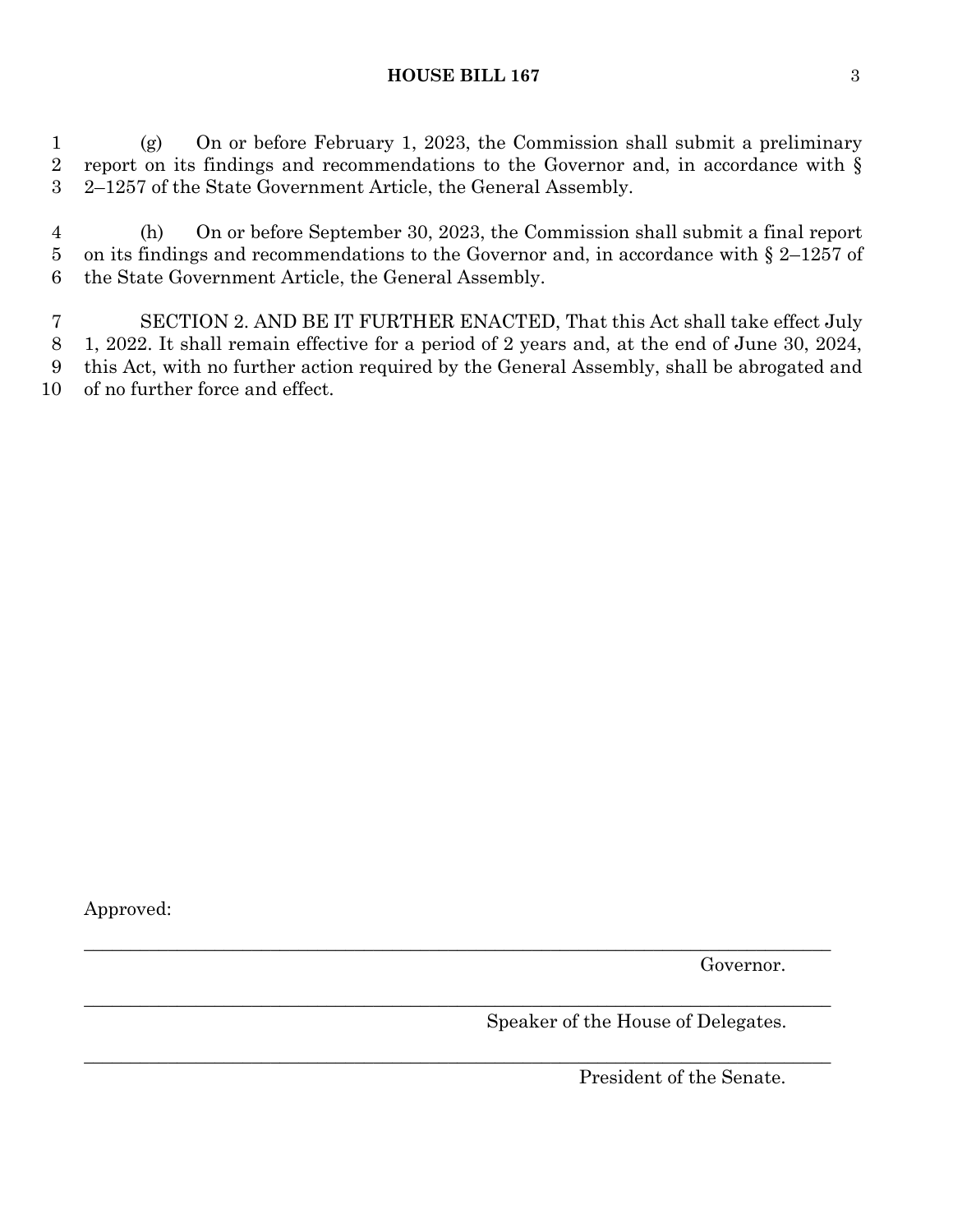(g) On or before February 1, 2023, the Commission shall submit a preliminary report on its findings and recommendations to the Governor and, in accordance with § 2–1257 of the State Government Article, the General Assembly.

(h) On or before September 30, 2023, the Commission shall submit a final report on its findings and recommendations to the Governor and, in accordance with § 2–1257 of the State Government Article, the General Assembly.

SECTION 2. AND BE IT FURTHER ENACTED, That this Act shall take effect July 1, 2022. It shall remain effective for a period of 2 years and, at the end of June 30, 2024, this Act, with no further action required by the General Assembly, shall be abrogated and of no further force and effect.

Approved:

\_\_\_\_\_\_\_\_\_\_\_\_\_\_\_\_\_\_\_\_\_\_\_\_\_\_\_\_\_\_\_\_\_\_\_\_\_\_\_\_\_\_\_\_\_\_\_\_\_\_\_\_\_\_\_\_\_\_\_\_

Governor.

\_\_\_\_\_\_\_\_\_\_\_\_\_\_\_\_\_\_\_\_\_\_\_\_\_\_\_\_\_\_\_\_\_\_\_\_\_\_\_\_\_\_\_\_\_\_\_\_\_\_\_\_\_\_\_\_\_\_\_\_

Speaker of the House of Delegates.

\_\_\_\_\_\_\_\_\_\_\_\_\_\_\_\_\_\_\_\_\_\_\_\_\_\_\_\_\_\_\_\_\_\_\_\_\_\_\_\_\_\_\_\_\_\_\_\_\_\_\_\_\_\_\_\_\_\_\_\_

President of the Senate.